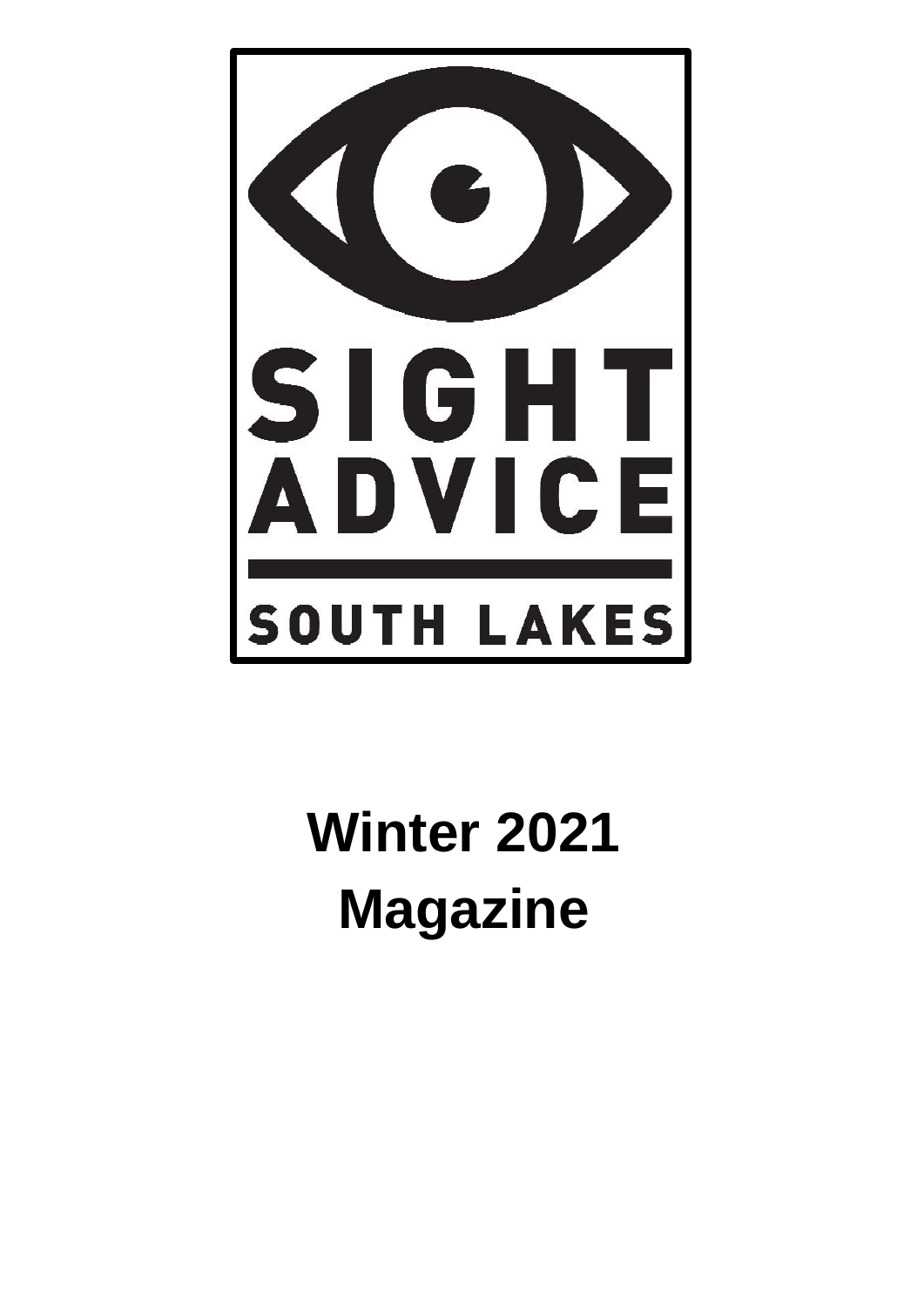SIGHT ADVICE

SOUTH LAKES

# Winter 2021 Magazine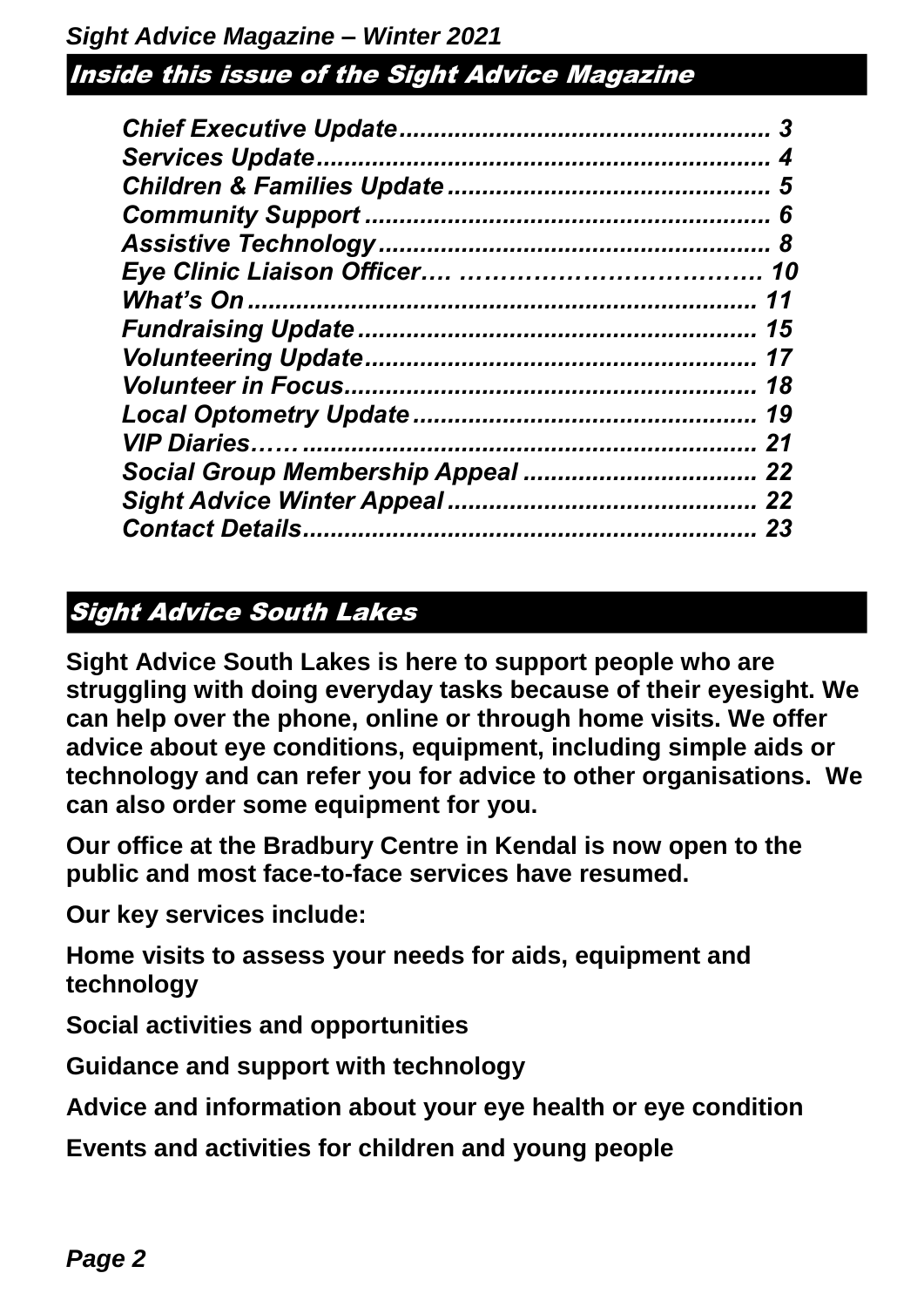## Inside this issue of the Sight Advice Magazine

| Section | Page |
| --- | --- |
| *Chief Executive Update* | 3 |
| *Services Update* | 4 |
| *Children & Families Update* | 5 |
| *Community Support* | 6 |
| *Assistive Technology* | 8 |
| *Eye Clinic Liaison Officer* | 10 |
| *What's On* | 11 |
| *Fundraising Update* | 15 |
| *Volunteering Update* | 17 |
| *Volunteer in Focus* | 18 |
| *Local Optometry Update* | 19 |
| *VIP Diaries* | 21 |
| *Social Group Membership Appeal* | 22 |
| *Sight Advice Winter Appeal* | 22 |
| *Contact Details* | 23 |

## Sight Advice South Lakes

**Sight Advice South Lakes is here to support people who are struggling with doing everyday tasks because of their eyesight. We can help over the phone, online or through home visits. We offer advice about eye conditions, equipment, including simple aids or technology and can refer you for advice to other organisations. We can also order some equipment for you.**

**Our office at the Bradbury Centre in Kendal is now open to the public and most face-to-face services have resumed.**

**Our key services include:**

**Home visits to assess your needs for aids, equipment and technology**

**Social activities and opportunities**

**Guidance and support with technology**

**Advice and information about your eye health or eye condition**

**Events and activities for children and young people**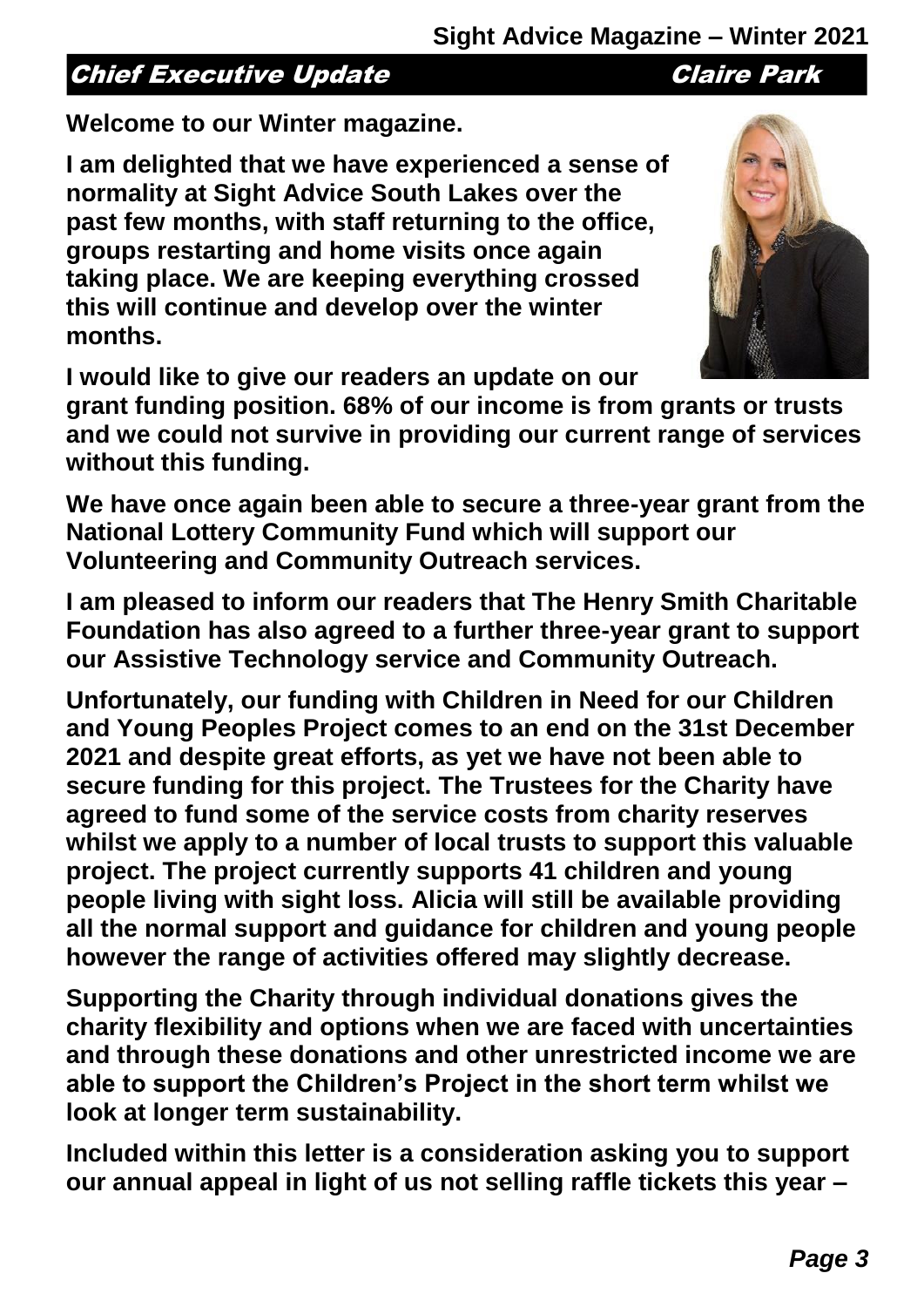## Chief Executive Update — Claire Park

**Welcome to our Winter magazine.**

**I am delighted that we have experienced a sense of normality at Sight Advice South Lakes over the past few months, with staff returning to the office, groups restarting and home visits once again taking place. We are keeping everything crossed this will continue and develop over the winter months.**

**I would like to give our readers an update on our grant funding position. 68% of our income is from grants or trusts and we could not survive in providing our current range of services without this funding.**

**We have once again been able to secure a three-year grant from the National Lottery Community Fund which will support our Volunteering and Community Outreach services.**

**I am pleased to inform our readers that The Henry Smith Charitable Foundation has also agreed to a further three-year grant to support our Assistive Technology service and Community Outreach.**

**Unfortunately, our funding with Children in Need for our Children and Young Peoples Project comes to an end on the 31st December 2021 and despite great efforts, as yet we have not been able to secure funding for this project. The Trustees for the Charity have agreed to fund some of the service costs from charity reserves whilst we apply to a number of local trusts to support this valuable project. The project currently supports 41 children and young people living with sight loss. Alicia will still be available providing all the normal support and guidance for children and young people however the range of activities offered may slightly decrease.**

**Supporting the Charity through individual donations gives the charity flexibility and options when we are faced with uncertainties and through these donations and other unrestricted income we are able to support the Children's Project in the short term whilst we look at longer term sustainability.**

**Included within this letter is a consideration asking you to support our annual appeal in light of us not selling raffle tickets this year –**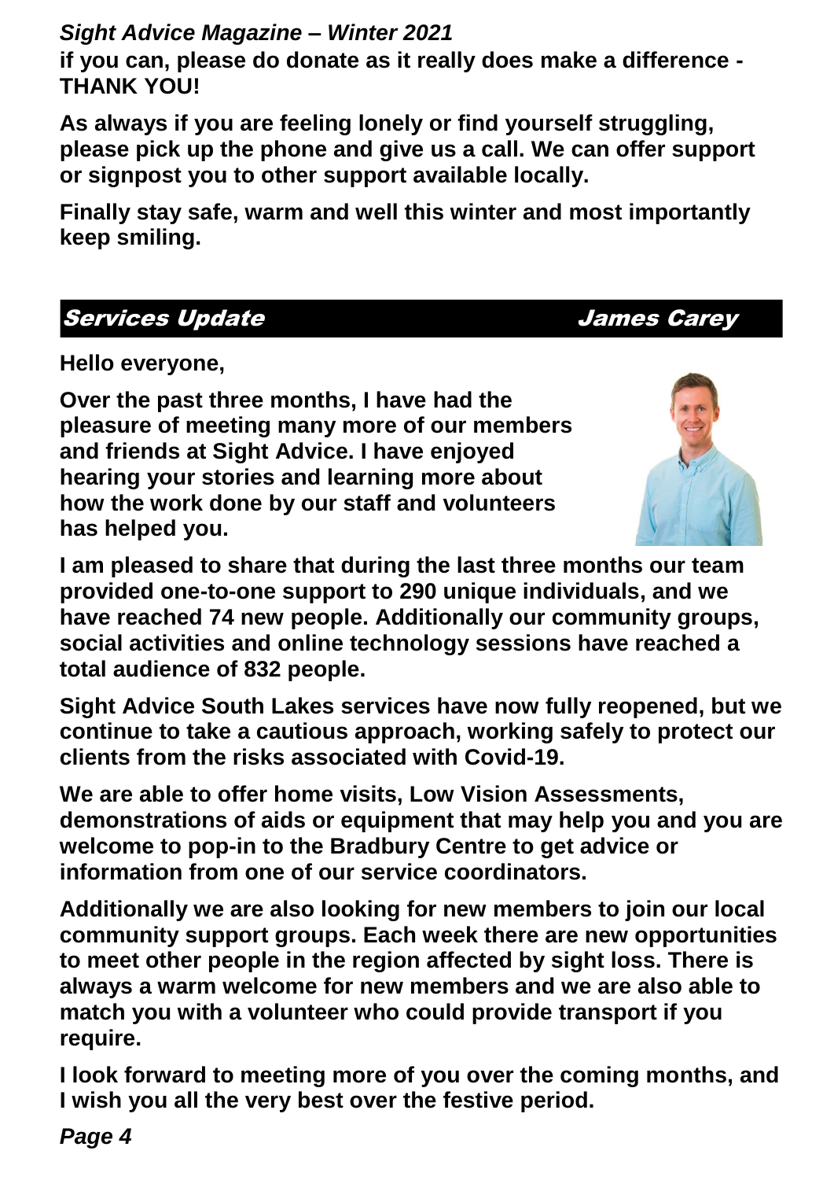**if you can, please do donate as it really does make a difference - THANK YOU!**

**As always if you are feeling lonely or find yourself struggling, please pick up the phone and give us a call. We can offer support or signpost you to other support available locally.**

**Finally stay safe, warm and well this winter and most importantly keep smiling.**

## *Services Update* — *James Carey*

**Hello everyone,**

**Over the past three months, I have had the pleasure of meeting many more of our members and friends at Sight Advice. I have enjoyed hearing your stories and learning more about how the work done by our staff and volunteers has helped you.**

**I am pleased to share that during the last three months our team provided one-to-one support to 290 unique individuals, and we have reached 74 new people. Additionally our community groups, social activities and online technology sessions have reached a total audience of 832 people.**

**Sight Advice South Lakes services have now fully reopened, but we continue to take a cautious approach, working safely to protect our clients from the risks associated with Covid-19.**

**We are able to offer home visits, Low Vision Assessments, demonstrations of aids or equipment that may help you and you are welcome to pop-in to the Bradbury Centre to get advice or information from one of our service coordinators.**

**Additionally we are also looking for new members to join our local community support groups. Each week there are new opportunities to meet other people in the region affected by sight loss. There is always a warm welcome for new members and we are also able to match you with a volunteer who could provide transport if you require.**

**I look forward to meeting more of you over the coming months, and I wish you all the very best over the festive period.**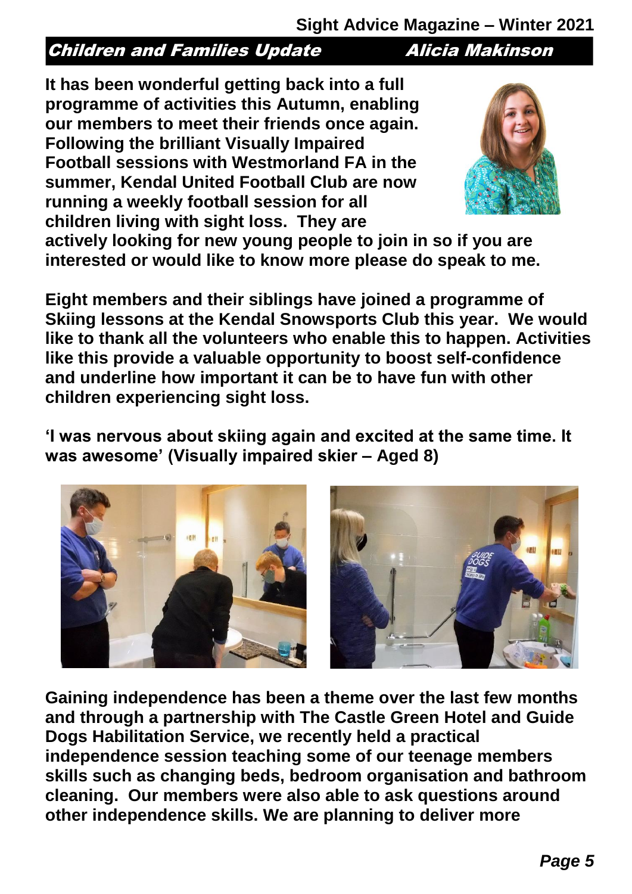## Children and Families Update — Alicia Makinson

**It has been wonderful getting back into a full programme of activities this Autumn, enabling our members to meet their friends once again. Following the brilliant Visually Impaired Football sessions with Westmorland FA in the summer, Kendal United Football Club are now running a weekly football session for all children living with sight loss. They are actively looking for new young people to join in so if you are interested or would like to know more please do speak to me.**

**Eight members and their siblings have joined a programme of Skiing lessons at the Kendal Snowsports Club this year. We would like to thank all the volunteers who enable this to happen. Activities like this provide a valuable opportunity to boost self-confidence and underline how important it can be to have fun with other children experiencing sight loss.**

**'I was nervous about skiing again and excited at the same time. It was awesome' (Visually impaired skier – Aged 8)**

**Gaining independence has been a theme over the last few months and through a partnership with The Castle Green Hotel and Guide Dogs Habilitation Service, we recently held a practical independence session teaching some of our teenage members skills such as changing beds, bedroom organisation and bathroom cleaning. Our members were also able to ask questions around other independence skills. We are planning to deliver more**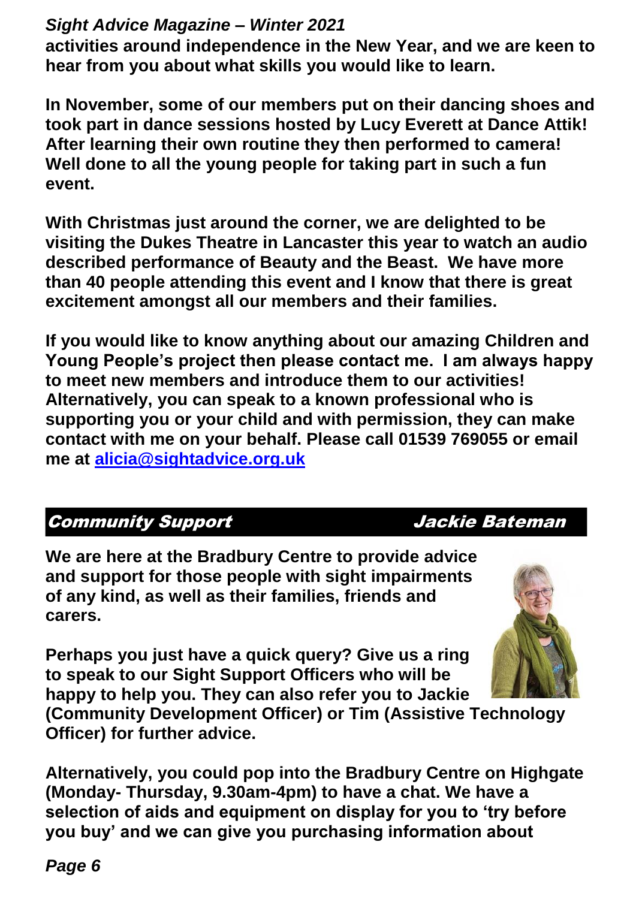**activities around independence in the New Year, and we are keen to hear from you about what skills you would like to learn.**

**In November, some of our members put on their dancing shoes and took part in dance sessions hosted by Lucy Everett at Dance Attik! After learning their own routine they then performed to camera! Well done to all the young people for taking part in such a fun event.**

**With Christmas just around the corner, we are delighted to be visiting the Dukes Theatre in Lancaster this year to watch an audio described performance of Beauty and the Beast. We have more than 40 people attending this event and I know that there is great excitement amongst all our members and their families.**

**If you would like to know anything about our amazing Children and Young People's project then please contact me. I am always happy to meet new members and introduce them to our activities! Alternatively, you can speak to a known professional who is supporting you or your child and with permission, they can make contact with me on your behalf. Please call 01539 769055 or email me at [alicia@sightadvice.org.uk](mailto:alicia@sightadvice.org.uk)**

## Community Support — Jackie Bateman

**We are here at the Bradbury Centre to provide advice and support for those people with sight impairments of any kind, as well as their families, friends and carers.**

**Perhaps you just have a quick query? Give us a ring to speak to our Sight Support Officers who will be happy to help you. They can also refer you to Jackie (Community Development Officer) or Tim (Assistive Technology Officer) for further advice.**

**Alternatively, you could pop into the Bradbury Centre on Highgate (Monday- Thursday, 9.30am-4pm) to have a chat. We have a selection of aids and equipment on display for you to 'try before you buy' and we can give you purchasing information about**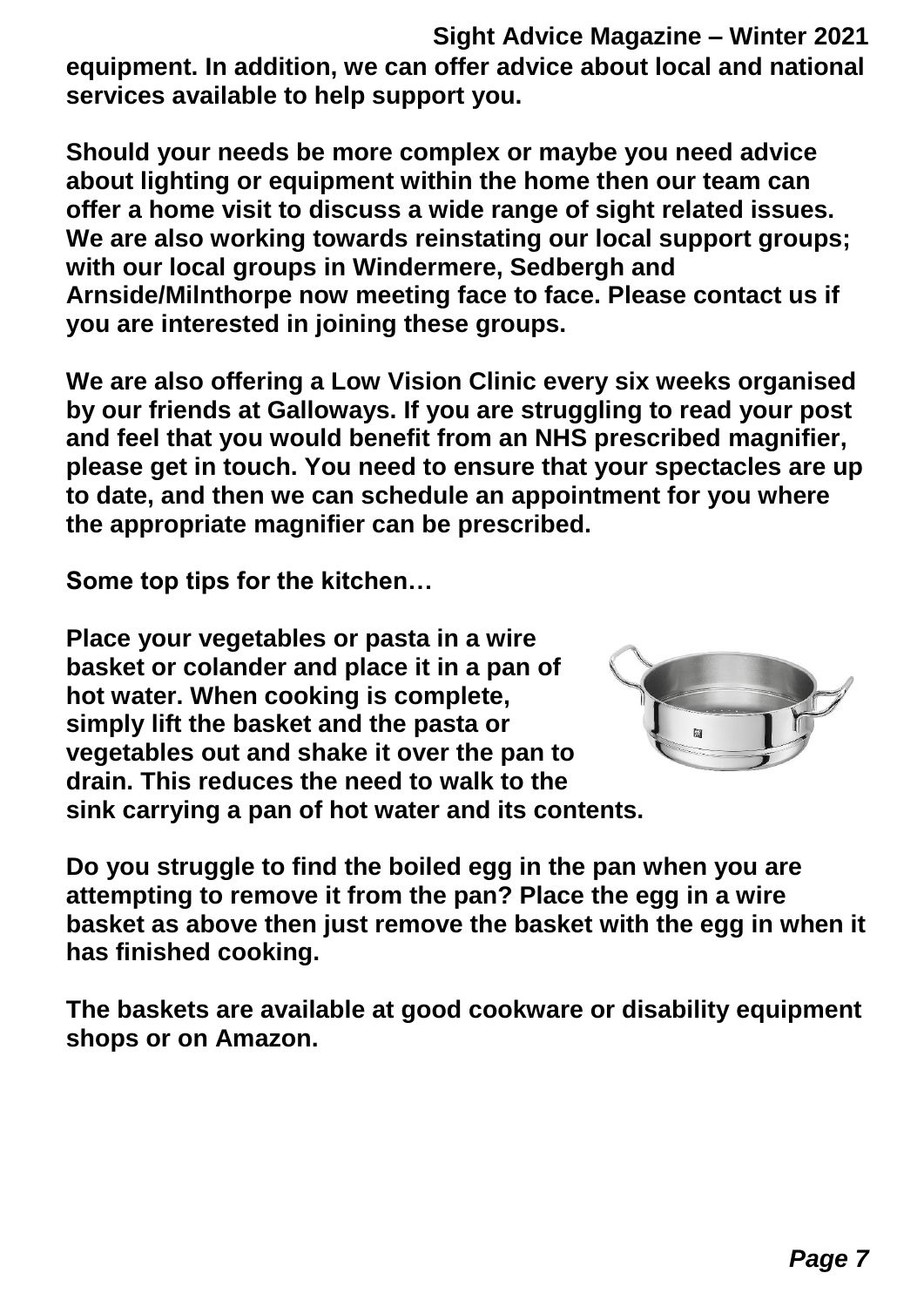**equipment. In addition, we can offer advice about local and national services available to help support you.**

**Should your needs be more complex or maybe you need advice about lighting or equipment within the home then our team can offer a home visit to discuss a wide range of sight related issues. We are also working towards reinstating our local support groups; with our local groups in Windermere, Sedbergh and Arnside/Milnthorpe now meeting face to face. Please contact us if you are interested in joining these groups.**

**We are also offering a Low Vision Clinic every six weeks organised by our friends at Galloways. If you are struggling to read your post and feel that you would benefit from an NHS prescribed magnifier, please get in touch. You need to ensure that your spectacles are up to date, and then we can schedule an appointment for you where the appropriate magnifier can be prescribed.**

**Some top tips for the kitchen…**

**Place your vegetables or pasta in a wire basket or colander and place it in a pan of hot water. When cooking is complete, simply lift the basket and the pasta or vegetables out and shake it over the pan to drain. This reduces the need to walk to the sink carrying a pan of hot water and its contents.**

**Do you struggle to find the boiled egg in the pan when you are attempting to remove it from the pan? Place the egg in a wire basket as above then just remove the basket with the egg in when it has finished cooking.**

**The baskets are available at good cookware or disability equipment shops or on Amazon.**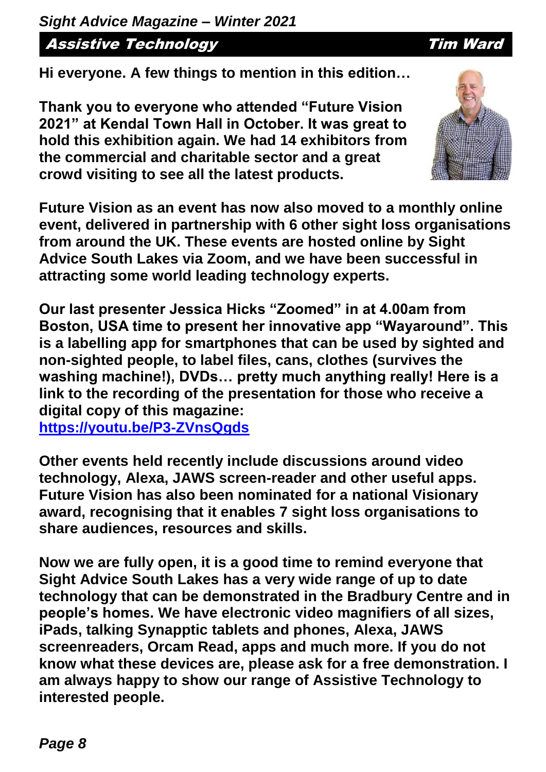## Assistive Technology — Tim Ward

**Hi everyone. A few things to mention in this edition…**

**Thank you to everyone who attended "Future Vision 2021" at Kendal Town Hall in October. It was great to hold this exhibition again. We had 14 exhibitors from the commercial and charitable sector and a great crowd visiting to see all the latest products.**

**Future Vision as an event has now also moved to a monthly online event, delivered in partnership with 6 other sight loss organisations from around the UK. These events are hosted online by Sight Advice South Lakes via Zoom, and we have been successful in attracting some world leading technology experts.**

**Our last presenter Jessica Hicks "Zoomed" in at 4.00am from Boston, USA time to present her innovative app "Wayaround". This is a labelling app for smartphones that can be used by sighted and non-sighted people, to label files, cans, clothes (survives the washing machine!), DVDs… pretty much anything really! Here is a link to the recording of the presentation for those who receive a digital copy of this magazine:**
**[https://youtu.be/P3-ZVnsQgds](https://youtu.be/P3-ZVnsQgds)**

**Other events held recently include discussions around video technology, Alexa, JAWS screen-reader and other useful apps. Future Vision has also been nominated for a national Visionary award, recognising that it enables 7 sight loss organisations to share audiences, resources and skills.**

**Now we are fully open, it is a good time to remind everyone that Sight Advice South Lakes has a very wide range of up to date technology that can be demonstrated in the Bradbury Centre and in people's homes. We have electronic video magnifiers of all sizes, iPads, talking Synapptic tablets and phones, Alexa, JAWS screenreaders, Orcam Read, apps and much more. If you do not know what these devices are, please ask for a free demonstration. I am always happy to show our range of Assistive Technology to interested people.**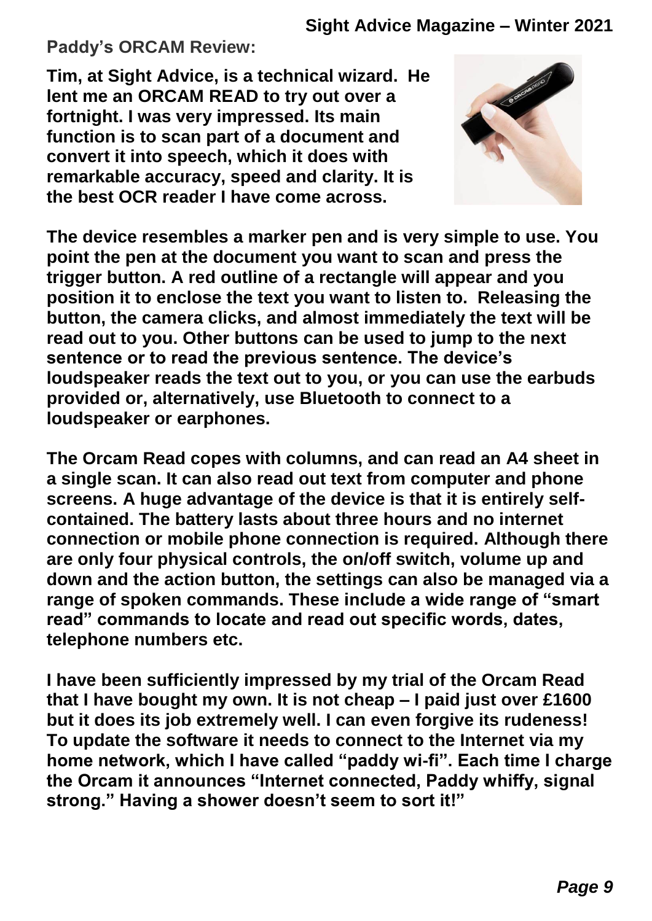## Paddy's ORCAM Review:

**Tim, at Sight Advice, is a technical wizard. He lent me an ORCAM READ to try out over a fortnight. I was very impressed. Its main function is to scan part of a document and convert it into speech, which it does with remarkable accuracy, speed and clarity. It is the best OCR reader I have come across.**

**The device resembles a marker pen and is very simple to use. You point the pen at the document you want to scan and press the trigger button. A red outline of a rectangle will appear and you position it to enclose the text you want to listen to. Releasing the button, the camera clicks, and almost immediately the text will be read out to you. Other buttons can be used to jump to the next sentence or to read the previous sentence. The device's loudspeaker reads the text out to you, or you can use the earbuds provided or, alternatively, use Bluetooth to connect to a loudspeaker or earphones.**

**The Orcam Read copes with columns, and can read an A4 sheet in a single scan. It can also read out text from computer and phone screens. A huge advantage of the device is that it is entirely self-contained. The battery lasts about three hours and no internet connection or mobile phone connection is required. Although there are only four physical controls, the on/off switch, volume up and down and the action button, the settings can also be managed via a range of spoken commands. These include a wide range of "smart read" commands to locate and read out specific words, dates, telephone numbers etc.**

**I have been sufficiently impressed by my trial of the Orcam Read that I have bought my own. It is not cheap – I paid just over £1600 but it does its job extremely well. I can even forgive its rudeness! To update the software it needs to connect to the Internet via my home network, which I have called "paddy wi-fi". Each time I charge the Orcam it announces "Internet connected, Paddy whiffy, signal strong." Having a shower doesn't seem to sort it!"**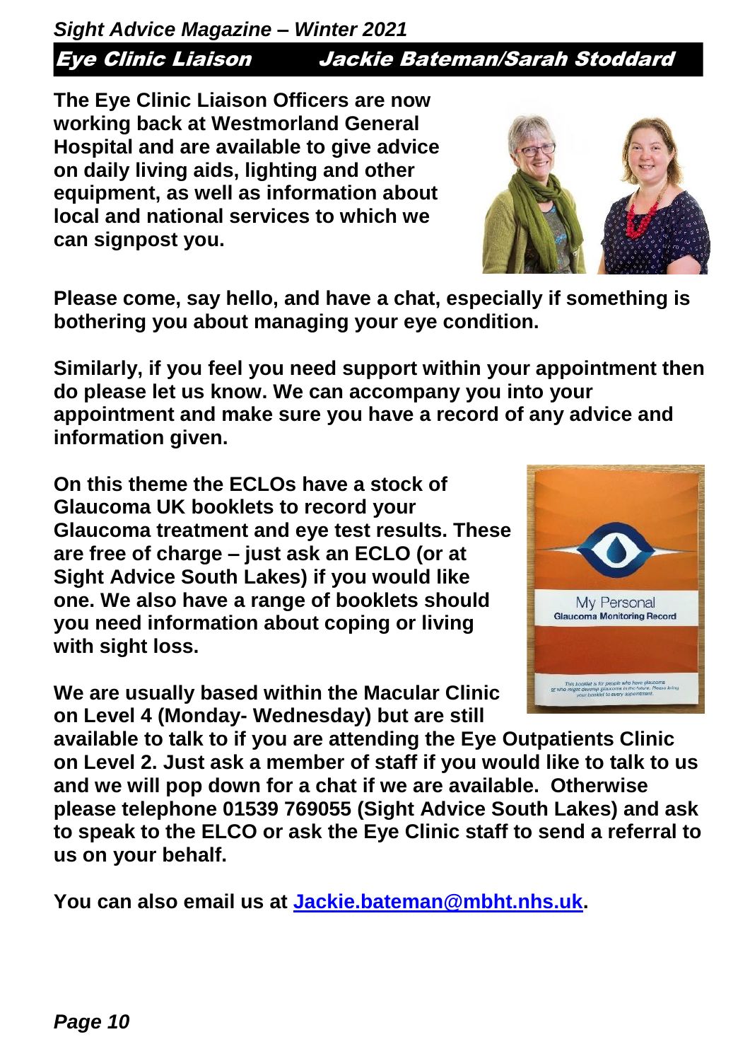## Eye Clinic Liaison — Jackie Bateman/Sarah Stoddard

**The Eye Clinic Liaison Officers are now working back at Westmorland General Hospital and are available to give advice on daily living aids, lighting and other equipment, as well as information about local and national services to which we can signpost you.**

**Please come, say hello, and have a chat, especially if something is bothering you about managing your eye condition.**

**Similarly, if you feel you need support within your appointment then do please let us know. We can accompany you into your appointment and make sure you have a record of any advice and information given.**

**On this theme the ECLOs have a stock of Glaucoma UK booklets to record your Glaucoma treatment and eye test results. These are free of charge – just ask an ECLO (or at Sight Advice South Lakes) if you would like one. We also have a range of booklets should you need information about coping or living with sight loss.**

**We are usually based within the Macular Clinic on Level 4 (Monday- Wednesday) but are still available to talk to if you are attending the Eye Outpatients Clinic on Level 2. Just ask a member of staff if you would like to talk to us and we will pop down for a chat if we are available. Otherwise please telephone 01539 769055 (Sight Advice South Lakes) and ask to speak to the ELCO or ask the Eye Clinic staff to send a referral to us on your behalf.**

**You can also email us at Jackie.bateman@mbht.nhs.uk.**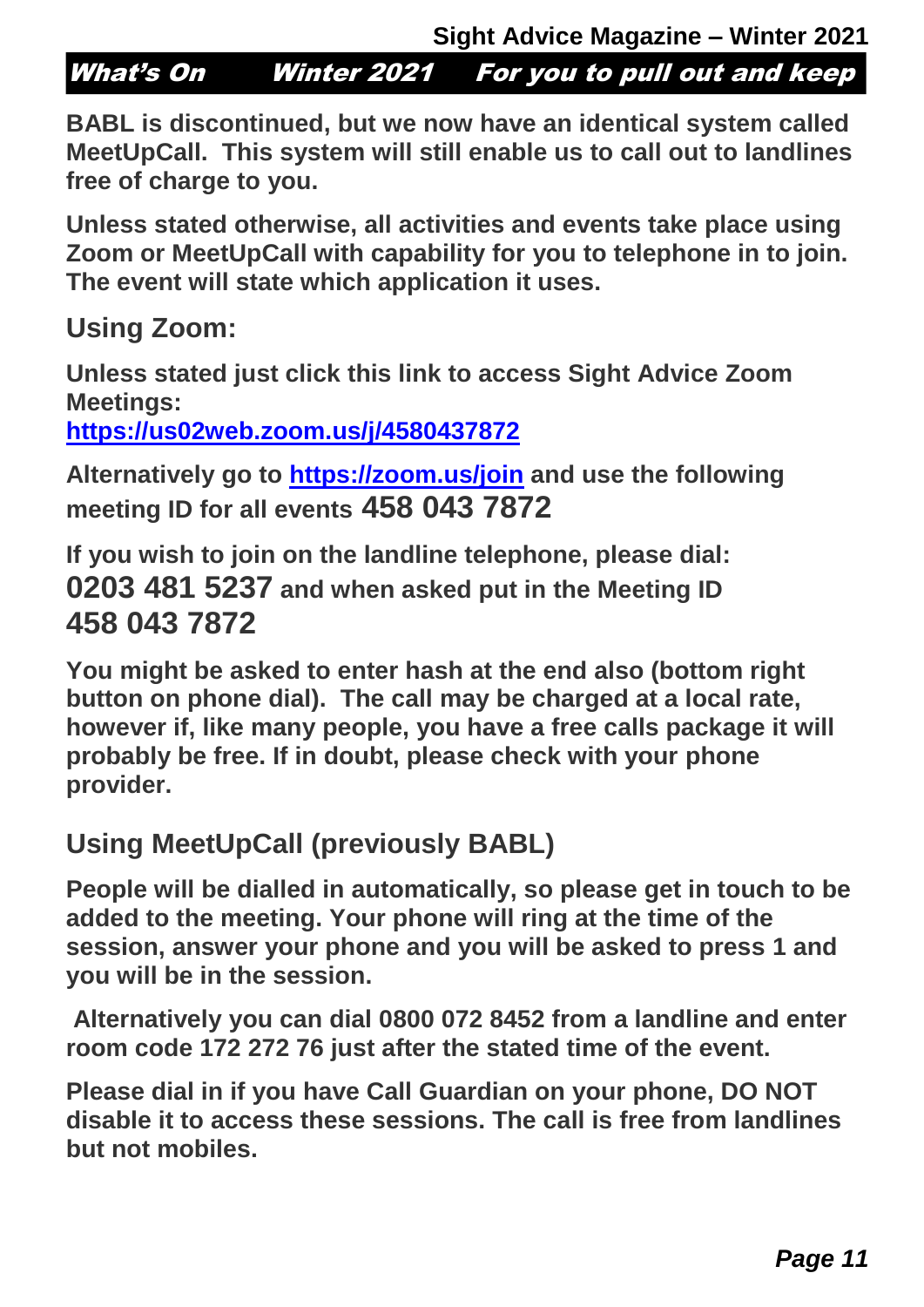**What's On Winter 2021 For you to pull out and keep**

**BABL is discontinued, but we now have an identical system called MeetUpCall. This system will still enable us to call out to landlines free of charge to you.**

**Unless stated otherwise, all activities and events take place using Zoom or MeetUpCall with capability for you to telephone in to join. The event will state which application it uses.**

## Using Zoom:

**Unless stated just click this link to access Sight Advice Zoom Meetings:**
**https://us02web.zoom.us/j/4580437872**

**Alternatively go to https://zoom.us/join and use the following meeting ID for all events 458 043 7872**

**If you wish to join on the landline telephone, please dial: 0203 481 5237 and when asked put in the Meeting ID 458 043 7872**

**You might be asked to enter hash at the end also (bottom right button on phone dial). The call may be charged at a local rate, however if, like many people, you have a free calls package it will probably be free. If in doubt, please check with your phone provider.**

## Using MeetUpCall (previously BABL)

**People will be dialled in automatically, so please get in touch to be added to the meeting. Your phone will ring at the time of the session, answer your phone and you will be asked to press 1 and you will be in the session.**

**Alternatively you can dial 0800 072 8452 from a landline and enter room code 172 272 76 just after the stated time of the event.**

**Please dial in if you have Call Guardian on your phone, DO NOT disable it to access these sessions. The call is free from landlines but not mobiles.**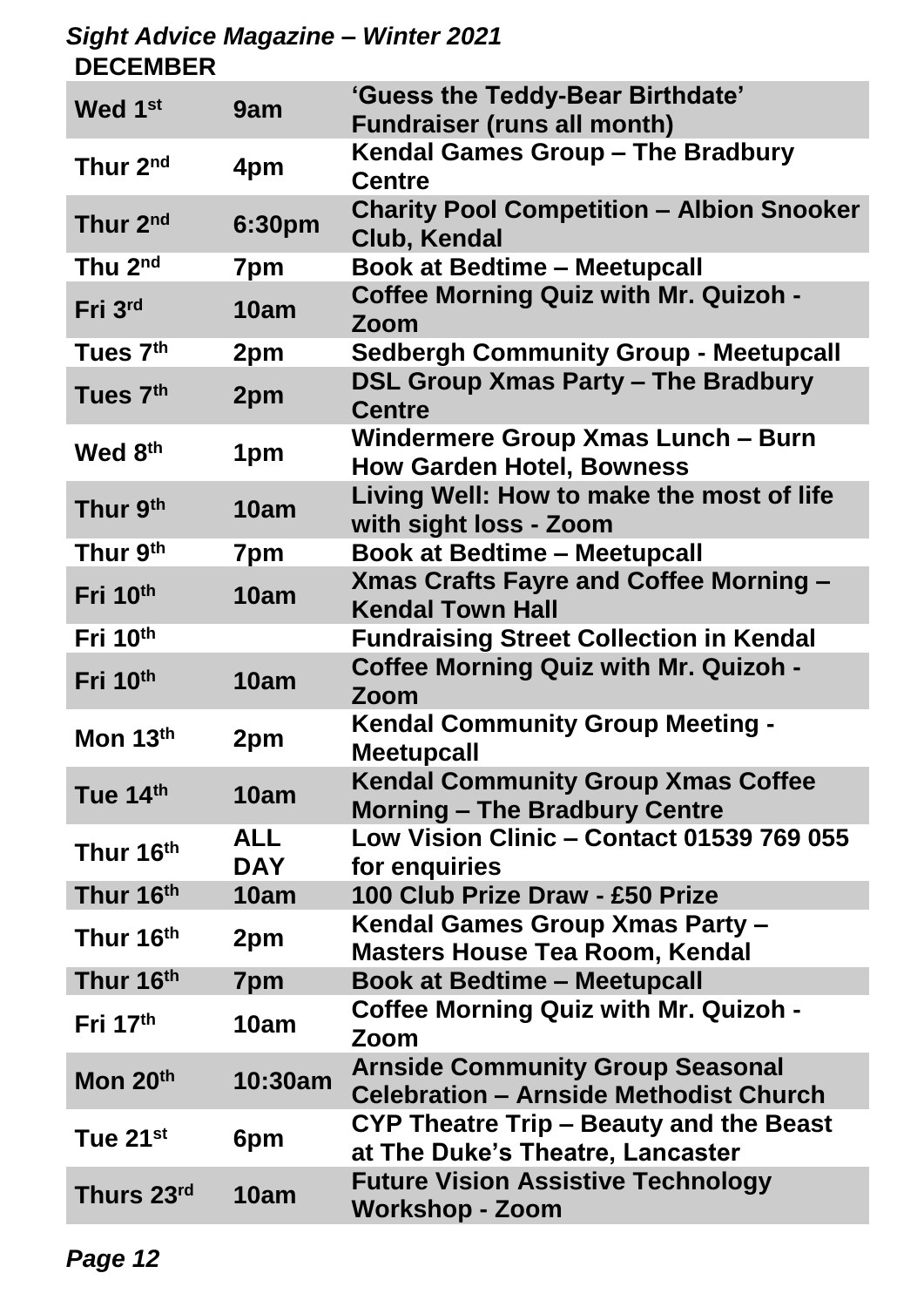## DECEMBER

| | | |
|---|---|---|
| **Wed 1st** | **9am** | **'Guess the Teddy-Bear Birthdate' Fundraiser (runs all month)** |
| **Thur 2nd** | **4pm** | **Kendal Games Group – The Bradbury Centre** |
| **Thur 2nd** | **6:30pm** | **Charity Pool Competition – Albion Snooker Club, Kendal** |
| **Thu 2nd** | **7pm** | **Book at Bedtime – Meetupcall** |
| **Fri 3rd** | **10am** | **Coffee Morning Quiz with Mr. Quizoh - Zoom** |
| **Tues 7th** | **2pm** | **Sedbergh Community Group - Meetupcall** |
| **Tues 7th** | **2pm** | **DSL Group Xmas Party – The Bradbury Centre** |
| **Wed 8th** | **1pm** | **Windermere Group Xmas Lunch – Burn How Garden Hotel, Bowness** |
| **Thur 9th** | **10am** | **Living Well: How to make the most of life with sight loss - Zoom** |
| **Thur 9th** | **7pm** | **Book at Bedtime – Meetupcall** |
| **Fri 10th** | **10am** | **Xmas Crafts Fayre and Coffee Morning – Kendal Town Hall** |
| **Fri 10th** | | **Fundraising Street Collection in Kendal** |
| **Fri 10th** | **10am** | **Coffee Morning Quiz with Mr. Quizoh - Zoom** |
| **Mon 13th** | **2pm** | **Kendal Community Group Meeting - Meetupcall** |
| **Tue 14th** | **10am** | **Kendal Community Group Xmas Coffee Morning – The Bradbury Centre** |
| **Thur 16th** | **ALL DAY** | **Low Vision Clinic – Contact 01539 769 055 for enquiries** |
| **Thur 16th** | **10am** | **100 Club Prize Draw - £50 Prize** |
| **Thur 16th** | **2pm** | **Kendal Games Group Xmas Party – Masters House Tea Room, Kendal** |
| **Thur 16th** | **7pm** | **Book at Bedtime – Meetupcall** |
| **Fri 17th** | **10am** | **Coffee Morning Quiz with Mr. Quizoh - Zoom** |
| **Mon 20th** | **10:30am** | **Arnside Community Group Seasonal Celebration – Arnside Methodist Church** |
| **Tue 21st** | **6pm** | **CYP Theatre Trip – Beauty and the Beast at The Duke's Theatre, Lancaster** |
| **Thurs 23rd** | **10am** | **Future Vision Assistive Technology Workshop - Zoom** |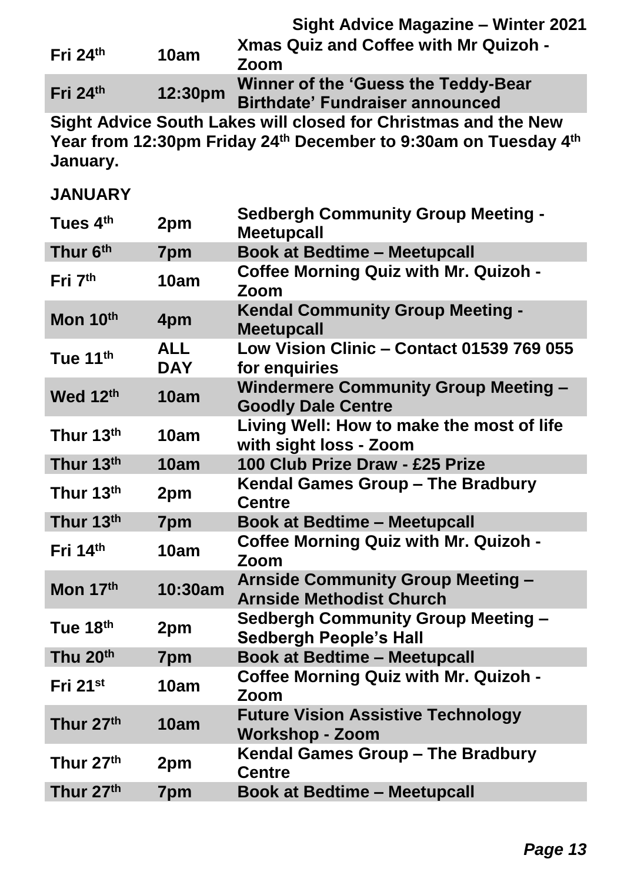| | | |
|---|---|---|
| Fri 24th | 10am | Xmas Quiz and Coffee with Mr Quizoh - Zoom |
| Fri 24th | 12:30pm | Winner of the 'Guess the Teddy-Bear Birthdate' Fundraiser announced |

**Sight Advice South Lakes will closed for Christmas and the New Year from 12:30pm Friday 24th December to 9:30am on Tuesday 4th January.**

**JANUARY**

| | | |
|---|---|---|
| Tues 4th | 2pm | Sedbergh Community Group Meeting - Meetupcall |
| Thur 6th | 7pm | Book at Bedtime – Meetupcall |
| Fri 7th | 10am | Coffee Morning Quiz with Mr. Quizoh - Zoom |
| Mon 10th | 4pm | Kendal Community Group Meeting - Meetupcall |
| Tue 11th | ALL DAY | Low Vision Clinic – Contact 01539 769 055 for enquiries |
| Wed 12th | 10am | Windermere Community Group Meeting – Goodly Dale Centre |
| Thur 13th | 10am | Living Well: How to make the most of life with sight loss - Zoom |
| Thur 13th | 10am | 100 Club Prize Draw - £25 Prize |
| Thur 13th | 2pm | Kendal Games Group – The Bradbury Centre |
| Thur 13th | 7pm | Book at Bedtime – Meetupcall |
| Fri 14th | 10am | Coffee Morning Quiz with Mr. Quizoh - Zoom |
| Mon 17th | 10:30am | Arnside Community Group Meeting – Arnside Methodist Church |
| Tue 18th | 2pm | Sedbergh Community Group Meeting – Sedbergh People's Hall |
| Thu 20th | 7pm | Book at Bedtime – Meetupcall |
| Fri 21st | 10am | Coffee Morning Quiz with Mr. Quizoh - Zoom |
| Thur 27th | 10am | Future Vision Assistive Technology Workshop - Zoom |
| Thur 27th | 2pm | Kendal Games Group – The Bradbury Centre |
| Thur 27th | 7pm | Book at Bedtime – Meetupcall |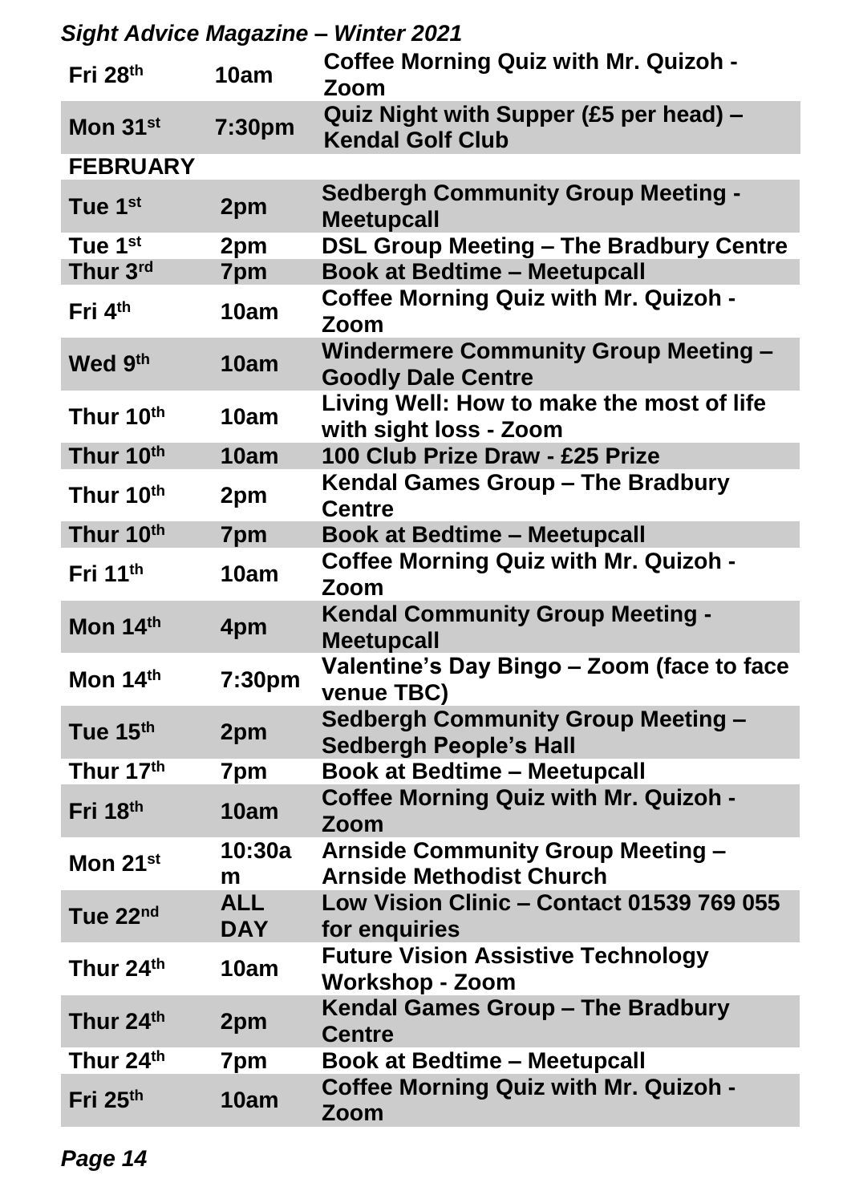| | | |
|---|---|---|
| **Fri 28th** | **10am** | **Coffee Morning Quiz with Mr. Quizoh - Zoom** |
| **Mon 31st** | **7:30pm** | **Quiz Night with Supper (£5 per head) – Kendal Golf Club** |
| **FEBRUARY** | | |
| **Tue 1st** | **2pm** | **Sedbergh Community Group Meeting - Meetupcall** |
| **Tue 1st** | **2pm** | **DSL Group Meeting – The Bradbury Centre** |
| **Thur 3rd** | **7pm** | **Book at Bedtime – Meetupcall** |
| **Fri 4th** | **10am** | **Coffee Morning Quiz with Mr. Quizoh - Zoom** |
| **Wed 9th** | **10am** | **Windermere Community Group Meeting – Goodly Dale Centre** |
| **Thur 10th** | **10am** | **Living Well: How to make the most of life with sight loss - Zoom** |
| **Thur 10th** | **10am** | **100 Club Prize Draw - £25 Prize** |
| **Thur 10th** | **2pm** | **Kendal Games Group – The Bradbury Centre** |
| **Thur 10th** | **7pm** | **Book at Bedtime – Meetupcall** |
| **Fri 11th** | **10am** | **Coffee Morning Quiz with Mr. Quizoh - Zoom** |
| **Mon 14th** | **4pm** | **Kendal Community Group Meeting - Meetupcall** |
| **Mon 14th** | **7:30pm** | **Valentine's Day Bingo – Zoom (face to face venue TBC)** |
| **Tue 15th** | **2pm** | **Sedbergh Community Group Meeting – Sedbergh People's Hall** |
| **Thur 17th** | **7pm** | **Book at Bedtime – Meetupcall** |
| **Fri 18th** | **10am** | **Coffee Morning Quiz with Mr. Quizoh - Zoom** |
| **Mon 21st** | **10:30am** | **Arnside Community Group Meeting – Arnside Methodist Church** |
| **Tue 22nd** | **ALL DAY** | **Low Vision Clinic – Contact 01539 769 055 for enquiries** |
| **Thur 24th** | **10am** | **Future Vision Assistive Technology Workshop - Zoom** |
| **Thur 24th** | **2pm** | **Kendal Games Group – The Bradbury Centre** |
| **Thur 24th** | **7pm** | **Book at Bedtime – Meetupcall** |
| **Fri 25th** | **10am** | **Coffee Morning Quiz with Mr. Quizoh - Zoom** |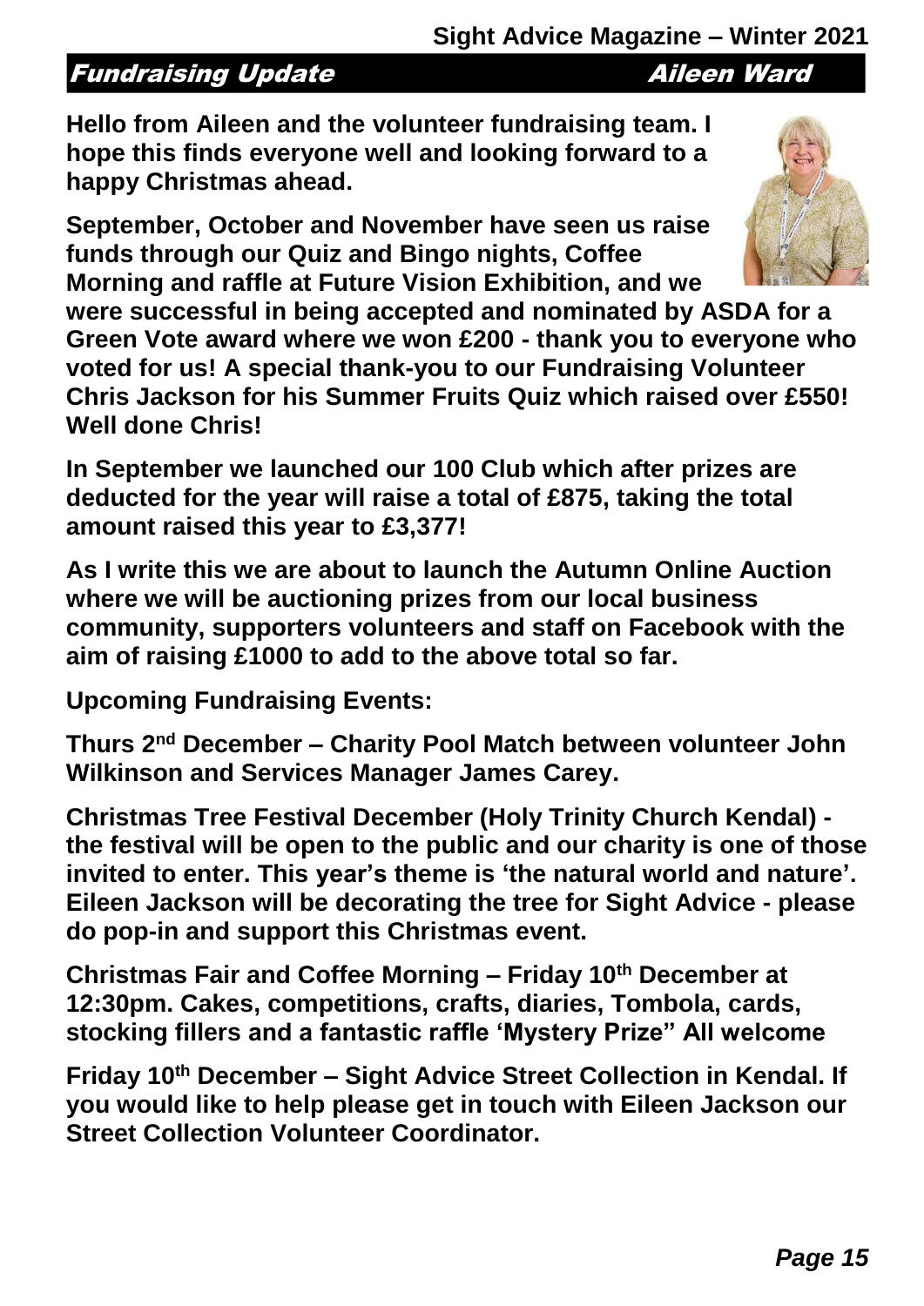## *Fundraising Update* — *Aileen Ward*

**Hello from Aileen and the volunteer fundraising team. I hope this finds everyone well and looking forward to a happy Christmas ahead.**

**September, October and November have seen us raise funds through our Quiz and Bingo nights, Coffee Morning and raffle at Future Vision Exhibition, and we were successful in being accepted and nominated by ASDA for a Green Vote award where we won £200 - thank you to everyone who voted for us! A special thank-you to our Fundraising Volunteer Chris Jackson for his Summer Fruits Quiz which raised over £550! Well done Chris!**

**In September we launched our 100 Club which after prizes are deducted for the year will raise a total of £875, taking the total amount raised this year to £3,377!**

**As I write this we are about to launch the Autumn Online Auction where we will be auctioning prizes from our local business community, supporters volunteers and staff on Facebook with the aim of raising £1000 to add to the above total so far.**

**Upcoming Fundraising Events:**

**Thurs 2nd December – Charity Pool Match between volunteer John Wilkinson and Services Manager James Carey.**

**Christmas Tree Festival December (Holy Trinity Church Kendal) - the festival will be open to the public and our charity is one of those invited to enter. This year's theme is 'the natural world and nature'. Eileen Jackson will be decorating the tree for Sight Advice - please do pop-in and support this Christmas event.**

**Christmas Fair and Coffee Morning – Friday 10th December at 12:30pm. Cakes, competitions, crafts, diaries, Tombola, cards, stocking fillers and a fantastic raffle 'Mystery Prize" All welcome**

**Friday 10th December – Sight Advice Street Collection in Kendal. If you would like to help please get in touch with Eileen Jackson our Street Collection Volunteer Coordinator.**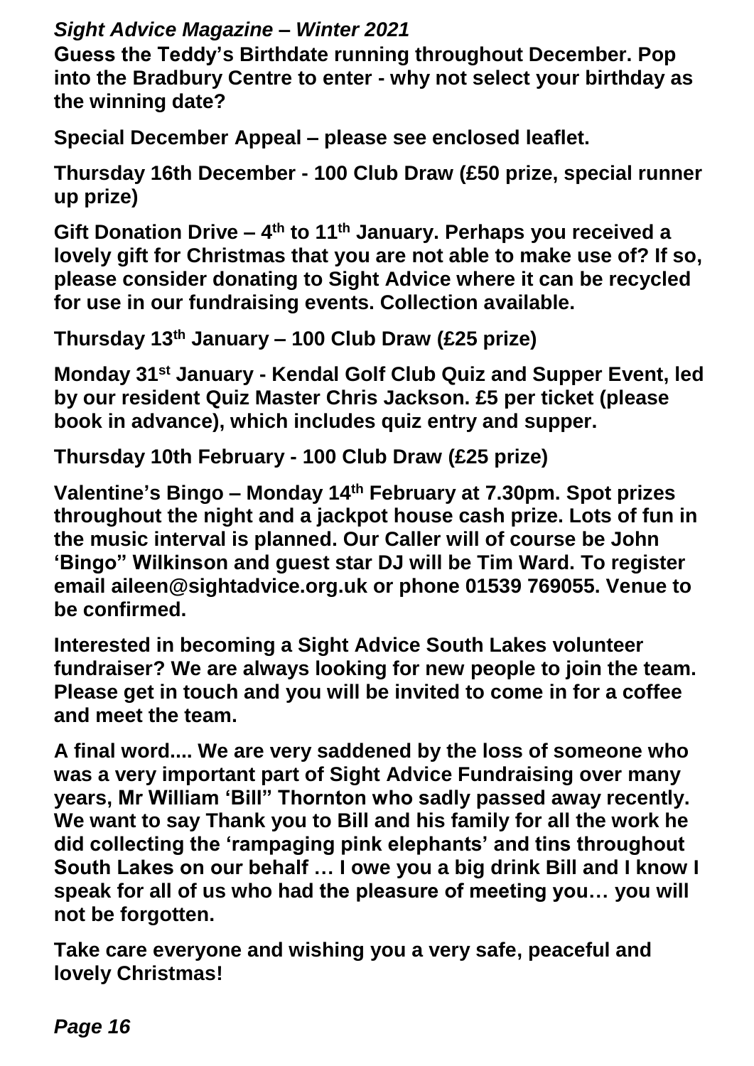**Guess the Teddy's Birthdate running throughout December. Pop into the Bradbury Centre to enter - why not select your birthday as the winning date?**

**Special December Appeal – please see enclosed leaflet.**

**Thursday 16th December - 100 Club Draw (£50 prize, special runner up prize)**

**Gift Donation Drive – 4th to 11th January. Perhaps you received a lovely gift for Christmas that you are not able to make use of? If so, please consider donating to Sight Advice where it can be recycled for use in our fundraising events. Collection available.**

**Thursday 13th January – 100 Club Draw (£25 prize)**

**Monday 31st January - Kendal Golf Club Quiz and Supper Event, led by our resident Quiz Master Chris Jackson. £5 per ticket (please book in advance), which includes quiz entry and supper.**

**Thursday 10th February - 100 Club Draw (£25 prize)**

**Valentine's Bingo – Monday 14th February at 7.30pm. Spot prizes throughout the night and a jackpot house cash prize. Lots of fun in the music interval is planned. Our Caller will of course be John 'Bingo" Wilkinson and guest star DJ will be Tim Ward. To register email aileen@sightadvice.org.uk or phone 01539 769055. Venue to be confirmed.**

**Interested in becoming a Sight Advice South Lakes volunteer fundraiser? We are always looking for new people to join the team. Please get in touch and you will be invited to come in for a coffee and meet the team.**

**A final word.... We are very saddened by the loss of someone who was a very important part of Sight Advice Fundraising over many years, Mr William 'Bill" Thornton who sadly passed away recently. We want to say Thank you to Bill and his family for all the work he did collecting the 'rampaging pink elephants' and tins throughout South Lakes on our behalf … I owe you a big drink Bill and I know I speak for all of us who had the pleasure of meeting you… you will not be forgotten.**

**Take care everyone and wishing you a very safe, peaceful and lovely Christmas!**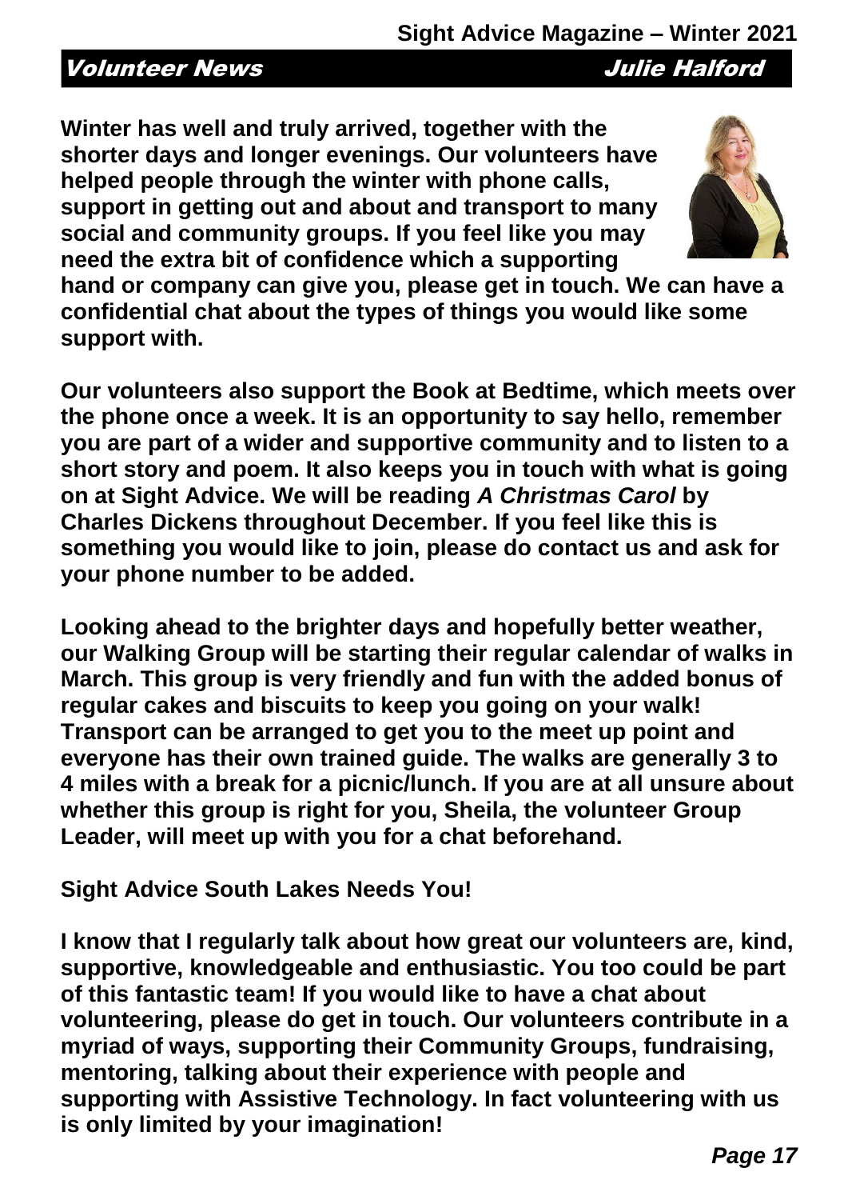## Volunteer News — Julie Halford

Winter has well and truly arrived, together with the shorter days and longer evenings. Our volunteers have helped people through the winter with phone calls, support in getting out and about and transport to many social and community groups. If you feel like you may need the extra bit of confidence which a supporting hand or company can give you, please get in touch. We can have a confidential chat about the types of things you would like some support with.

Our volunteers also support the Book at Bedtime, which meets over the phone once a week. It is an opportunity to say hello, remember you are part of a wider and supportive community and to listen to a short story and poem. It also keeps you in touch with what is going on at Sight Advice. We will be reading *A Christmas Carol* by Charles Dickens throughout December. If you feel like this is something you would like to join, please do contact us and ask for your phone number to be added.

Looking ahead to the brighter days and hopefully better weather, our Walking Group will be starting their regular calendar of walks in March. This group is very friendly and fun with the added bonus of regular cakes and biscuits to keep you going on your walk! Transport can be arranged to get you to the meet up point and everyone has their own trained guide. The walks are generally 3 to 4 miles with a break for a picnic/lunch. If you are at all unsure about whether this group is right for you, Sheila, the volunteer Group Leader, will meet up with you for a chat beforehand.

**Sight Advice South Lakes Needs You!**

I know that I regularly talk about how great our volunteers are, kind, supportive, knowledgeable and enthusiastic. You too could be part of this fantastic team! If you would like to have a chat about volunteering, please do get in touch. Our volunteers contribute in a myriad of ways, supporting their Community Groups, fundraising, mentoring, talking about their experience with people and supporting with Assistive Technology. In fact volunteering with us is only limited by your imagination!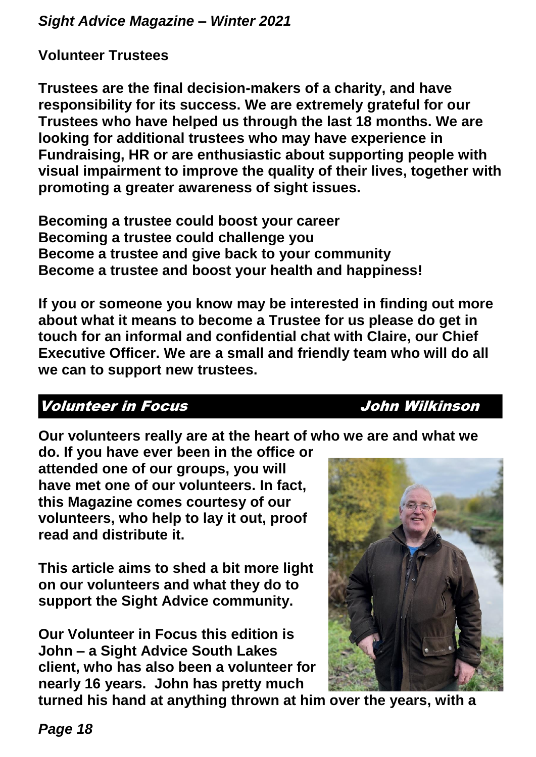## Volunteer Trustees

**Trustees are the final decision-makers of a charity, and have responsibility for its success. We are extremely grateful for our Trustees who have helped us through the last 18 months. We are looking for additional trustees who may have experience in Fundraising, HR or are enthusiastic about supporting people with visual impairment to improve the quality of their lives, together with promoting a greater awareness of sight issues.**

**Becoming a trustee could boost your career**
**Becoming a trustee could challenge you**
**Become a trustee and give back to your community**
**Become a trustee and boost your health and happiness!**

**If you or someone you know may be interested in finding out more about what it means to become a Trustee for us please do get in touch for an informal and confidential chat with Claire, our Chief Executive Officer. We are a small and friendly team who will do all we can to support new trustees.**

## *Volunteer in Focus — John Wilkinson*

**Our volunteers really are at the heart of who we are and what we do. If you have ever been in the office or attended one of our groups, you will have met one of our volunteers. In fact, this Magazine comes courtesy of our volunteers, who help to lay it out, proof read and distribute it.**

**This article aims to shed a bit more light on our volunteers and what they do to support the Sight Advice community.**

**Our Volunteer in Focus this edition is John – a Sight Advice South Lakes client, who has also been a volunteer for nearly 16 years. John has pretty much turned his hand at anything thrown at him over the years, with a**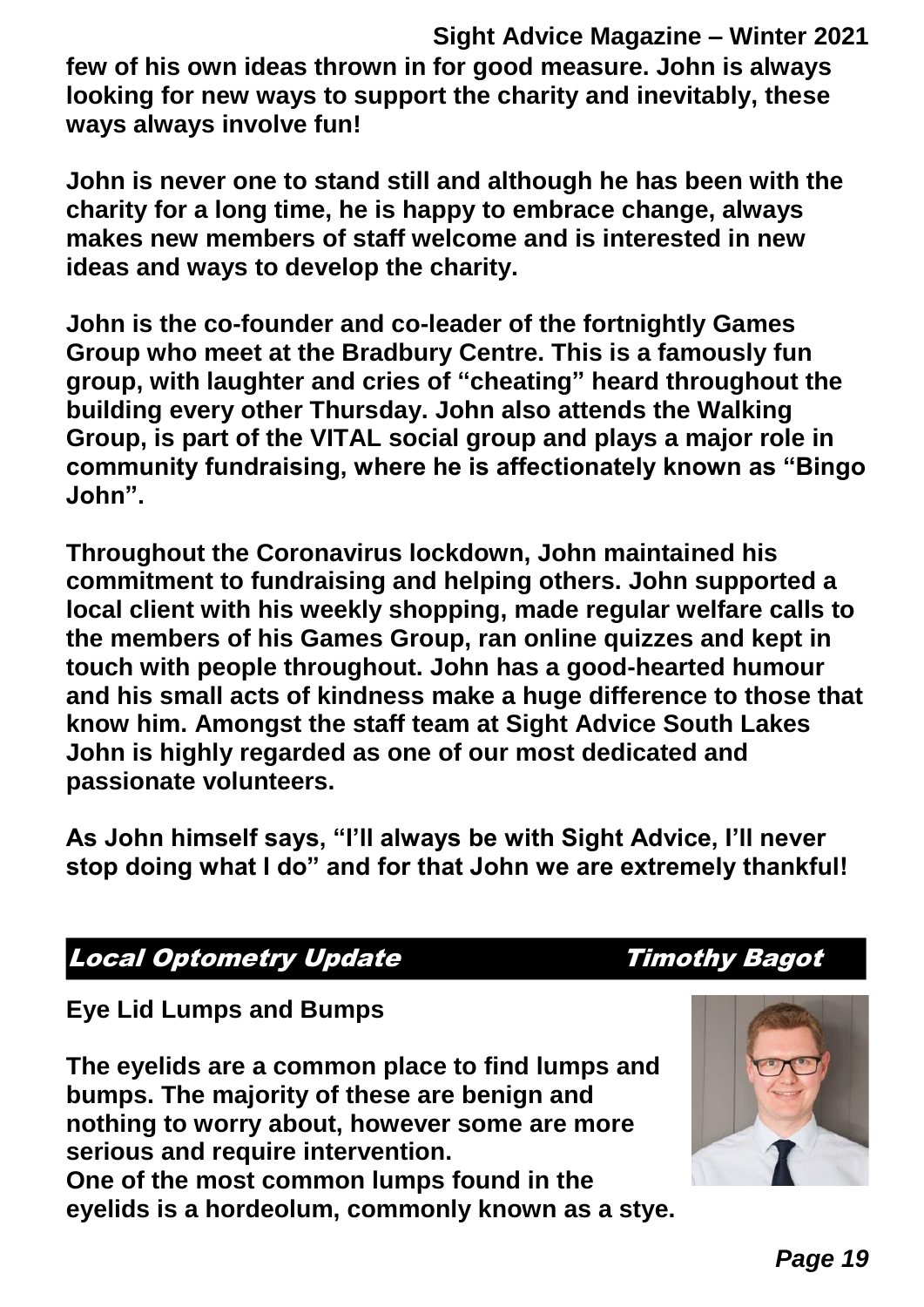few of his own ideas thrown in for good measure. John is always looking for new ways to support the charity and inevitably, these ways always involve fun!

John is never one to stand still and although he has been with the charity for a long time, he is happy to embrace change, always makes new members of staff welcome and is interested in new ideas and ways to develop the charity.

John is the co-founder and co-leader of the fortnightly Games Group who meet at the Bradbury Centre. This is a famously fun group, with laughter and cries of "cheating" heard throughout the building every other Thursday. John also attends the Walking Group, is part of the VITAL social group and plays a major role in community fundraising, where he is affectionately known as "Bingo John".

Throughout the Coronavirus lockdown, John maintained his commitment to fundraising and helping others. John supported a local client with his weekly shopping, made regular welfare calls to the members of his Games Group, ran online quizzes and kept in touch with people throughout. John has a good-hearted humour and his small acts of kindness make a huge difference to those that know him. Amongst the staff team at Sight Advice South Lakes John is highly regarded as one of our most dedicated and passionate volunteers.

As John himself says, "I'll always be with Sight Advice, I'll never stop doing what I do" and for that John we are extremely thankful!

## Local Optometry Update — Timothy Bagot

**Eye Lid Lumps and Bumps**

The eyelids are a common place to find lumps and bumps. The majority of these are benign and nothing to worry about, however some are more serious and require intervention.
One of the most common lumps found in the eyelids is a hordeolum, commonly known as a stye.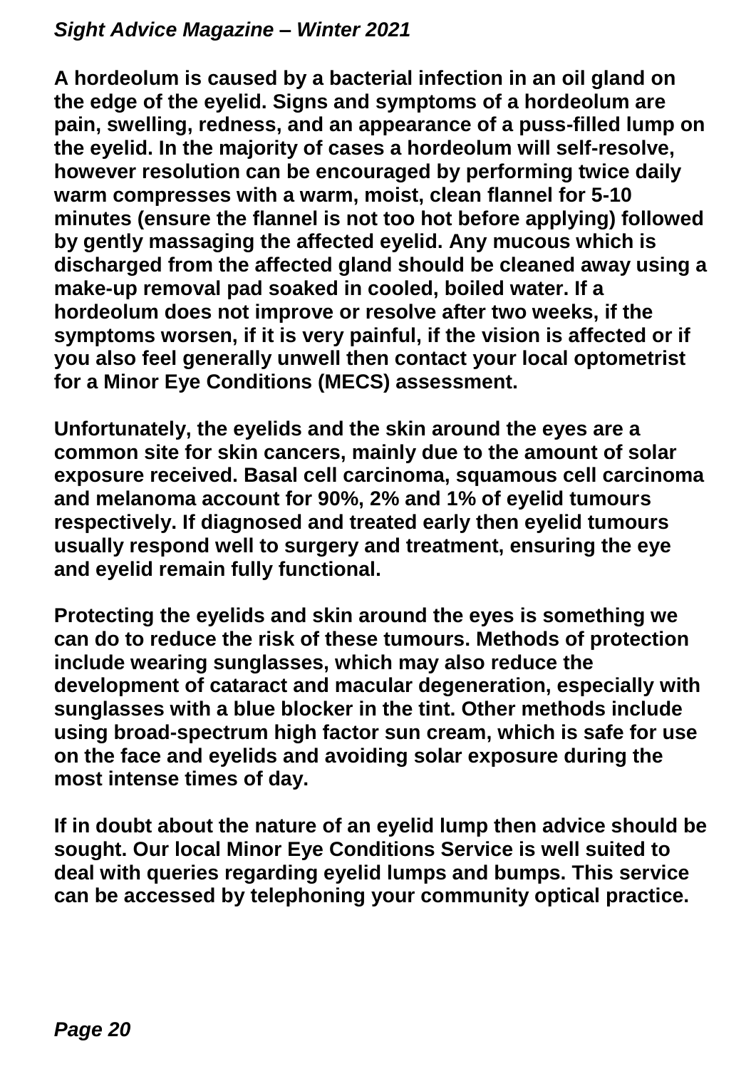A hordeolum is caused by a bacterial infection in an oil gland on the edge of the eyelid. Signs and symptoms of a hordeolum are pain, swelling, redness, and an appearance of a puss-filled lump on the eyelid. In the majority of cases a hordeolum will self-resolve, however resolution can be encouraged by performing twice daily warm compresses with a warm, moist, clean flannel for 5-10 minutes (ensure the flannel is not too hot before applying) followed by gently massaging the affected eyelid. Any mucous which is discharged from the affected gland should be cleaned away using a make-up removal pad soaked in cooled, boiled water. If a hordeolum does not improve or resolve after two weeks, if the symptoms worsen, if it is very painful, if the vision is affected or if you also feel generally unwell then contact your local optometrist for a Minor Eye Conditions (MECS) assessment.

Unfortunately, the eyelids and the skin around the eyes are a common site for skin cancers, mainly due to the amount of solar exposure received. Basal cell carcinoma, squamous cell carcinoma and melanoma account for 90%, 2% and 1% of eyelid tumours respectively. If diagnosed and treated early then eyelid tumours usually respond well to surgery and treatment, ensuring the eye and eyelid remain fully functional.

Protecting the eyelids and skin around the eyes is something we can do to reduce the risk of these tumours. Methods of protection include wearing sunglasses, which may also reduce the development of cataract and macular degeneration, especially with sunglasses with a blue blocker in the tint. Other methods include using broad-spectrum high factor sun cream, which is safe for use on the face and eyelids and avoiding solar exposure during the most intense times of day.

If in doubt about the nature of an eyelid lump then advice should be sought. Our local Minor Eye Conditions Service is well suited to deal with queries regarding eyelid lumps and bumps. This service can be accessed by telephoning your community optical practice.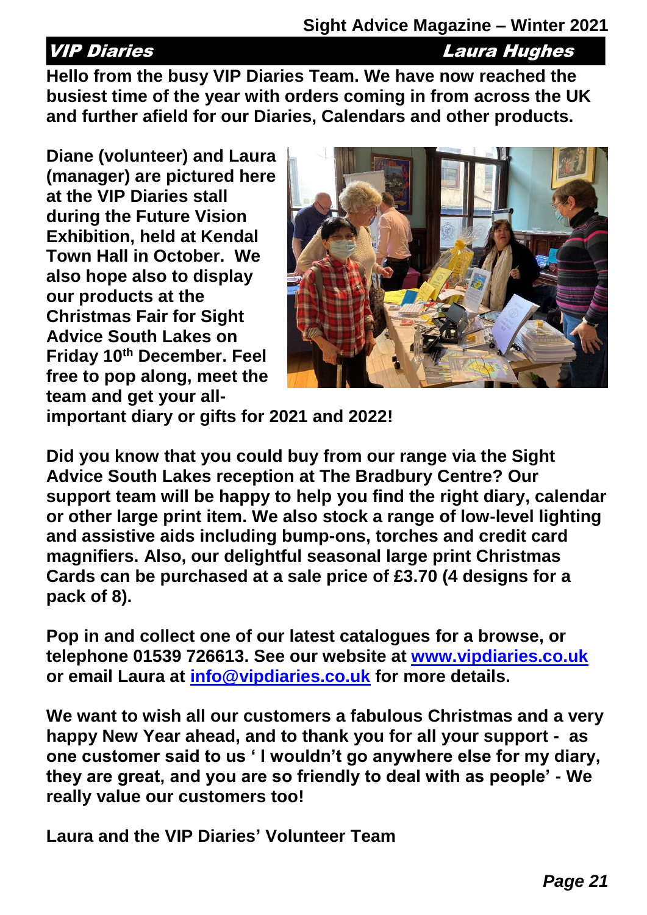## VIP Diaries — Laura Hughes

**Hello from the busy VIP Diaries Team. We have now reached the busiest time of the year with orders coming in from across the UK and further afield for our Diaries, Calendars and other products.**

**Diane (volunteer) and Laura (manager) are pictured here at the VIP Diaries stall during the Future Vision Exhibition, held at Kendal Town Hall in October. We also hope also to display our products at the Christmas Fair for Sight Advice South Lakes on Friday 10th December. Feel free to pop along, meet the team and get your all-important diary or gifts for 2021 and 2022!**

**Did you know that you could buy from our range via the Sight Advice South Lakes reception at The Bradbury Centre? Our support team will be happy to help you find the right diary, calendar or other large print item. We also stock a range of low-level lighting and assistive aids including bump-ons, torches and credit card magnifiers. Also, our delightful seasonal large print Christmas Cards can be purchased at a sale price of £3.70 (4 designs for a pack of 8).**

**Pop in and collect one of our latest catalogues for a browse, or telephone 01539 726613. See our website at [www.vipdiaries.co.uk](http://www.vipdiaries.co.uk) or email Laura at [info@vipdiaries.co.uk](mailto:info@vipdiaries.co.uk) for more details.**

**We want to wish all our customers a fabulous Christmas and a very happy New Year ahead, and to thank you for all your support - as one customer said to us ' I wouldn't go anywhere else for my diary, they are great, and you are so friendly to deal with as people' - We really value our customers too!**

**Laura and the VIP Diaries' Volunteer Team**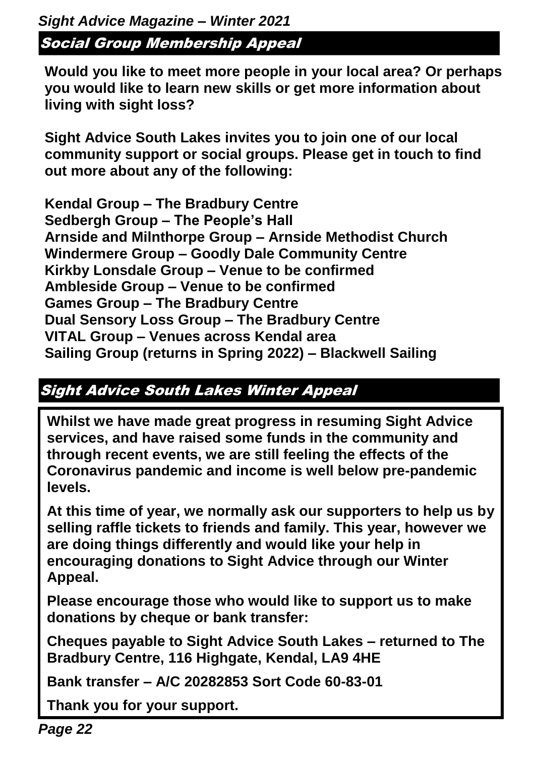## Social Group Membership Appeal

**Would you like to meet more people in your local area? Or perhaps you would like to learn new skills or get more information about living with sight loss?**

**Sight Advice South Lakes invites you to join one of our local community support or social groups. Please get in touch to find out more about any of the following:**

**Kendal Group – The Bradbury Centre**
**Sedbergh Group – The People's Hall**
**Arnside and Milnthorpe Group – Arnside Methodist Church**
**Windermere Group – Goodly Dale Community Centre**
**Kirkby Lonsdale Group – Venue to be confirmed**
**Ambleside Group – Venue to be confirmed**
**Games Group – The Bradbury Centre**
**Dual Sensory Loss Group – The Bradbury Centre**
**VITAL Group – Venues across Kendal area**
**Sailing Group (returns in Spring 2022) – Blackwell Sailing**

## Sight Advice South Lakes Winter Appeal

**Whilst we have made great progress in resuming Sight Advice services, and have raised some funds in the community and through recent events, we are still feeling the effects of the Coronavirus pandemic and income is well below pre-pandemic levels.**

**At this time of year, we normally ask our supporters to help us by selling raffle tickets to friends and family. This year, however we are doing things differently and would like your help in encouraging donations to Sight Advice through our Winter Appeal.**

**Please encourage those who would like to support us to make donations by cheque or bank transfer:**

**Cheques payable to Sight Advice South Lakes – returned to The Bradbury Centre, 116 Highgate, Kendal, LA9 4HE**

**Bank transfer – A/C 20282853 Sort Code 60-83-01**

**Thank you for your support.**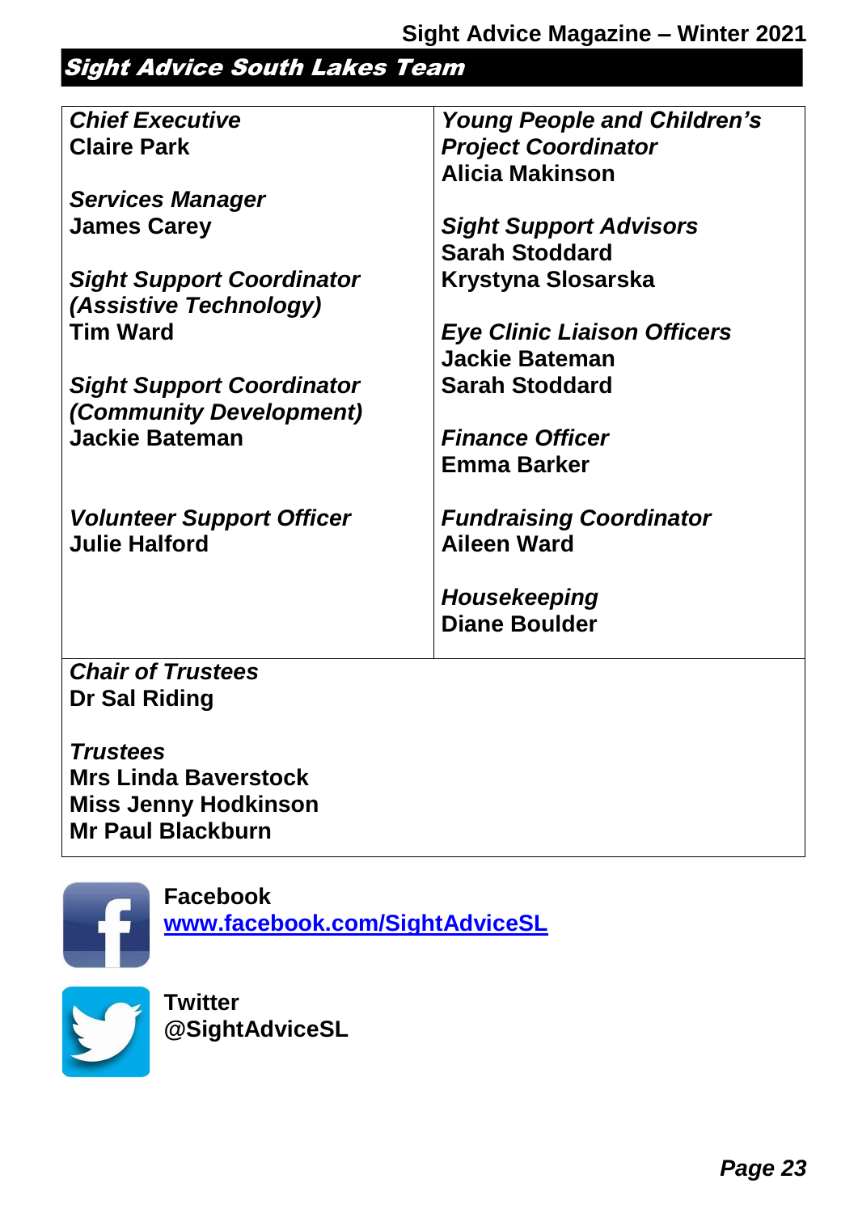## Sight Advice South Lakes Team

*Chief Executive*
**Claire Park**

*Services Manager*
**James Carey**

*Sight Support Coordinator (Assistive Technology)*
**Tim Ward**

*Sight Support Coordinator (Community Development)*
**Jackie Bateman**

*Volunteer Support Officer*
**Julie Halford**

*Young People and Children's Project Coordinator*
**Alicia Makinson**

*Sight Support Advisors*
**Sarah Stoddard**
**Krystyna Slosarska**

*Eye Clinic Liaison Officers*
**Jackie Bateman**
**Sarah Stoddard**

*Finance Officer*
**Emma Barker**

*Fundraising Coordinator*
**Aileen Ward**

*Housekeeping*
**Diane Boulder**

*Chair of Trustees*
**Dr Sal Riding**

*Trustees*
**Mrs Linda Baverstock**
**Miss Jenny Hodkinson**
**Mr Paul Blackburn**

**Facebook**
**www.facebook.com/SightAdviceSL**

**Twitter**
**@SightAdviceSL**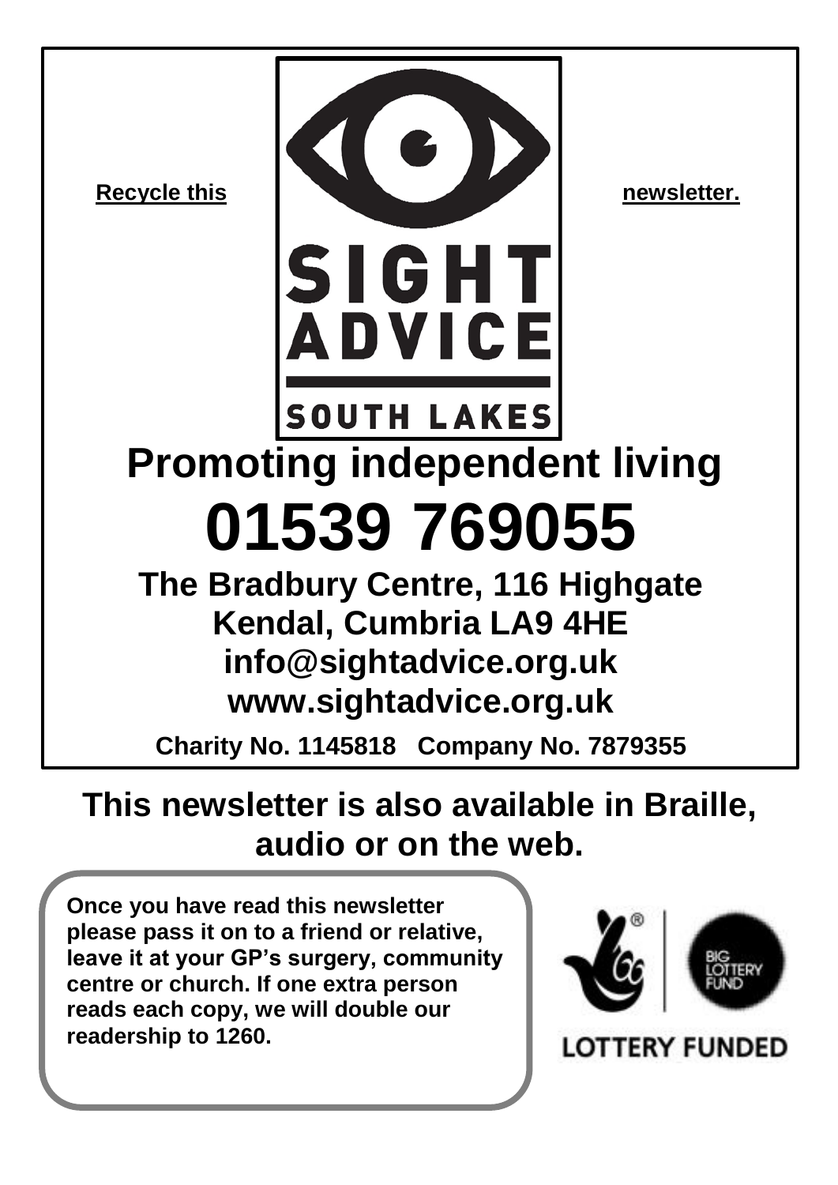**Recycle this newsletter.**

SIGHT ADVICE

SOUTH LAKES

# Promoting independent living

# 01539 769055

**The Bradbury Centre, 116 Highgate**
**Kendal, Cumbria LA9 4HE**
**info@sightadvice.org.uk**
**www.sightadvice.org.uk**

**Charity No. 1145818 Company No. 7879355**

## This newsletter is also available in Braille, audio or on the web.

**Once you have read this newsletter please pass it on to a friend or relative, leave it at your GP's surgery, community centre or church. If one extra person reads each copy, we will double our readership to 1260.**

BIG LOTTERY FUND

LOTTERY FUNDED